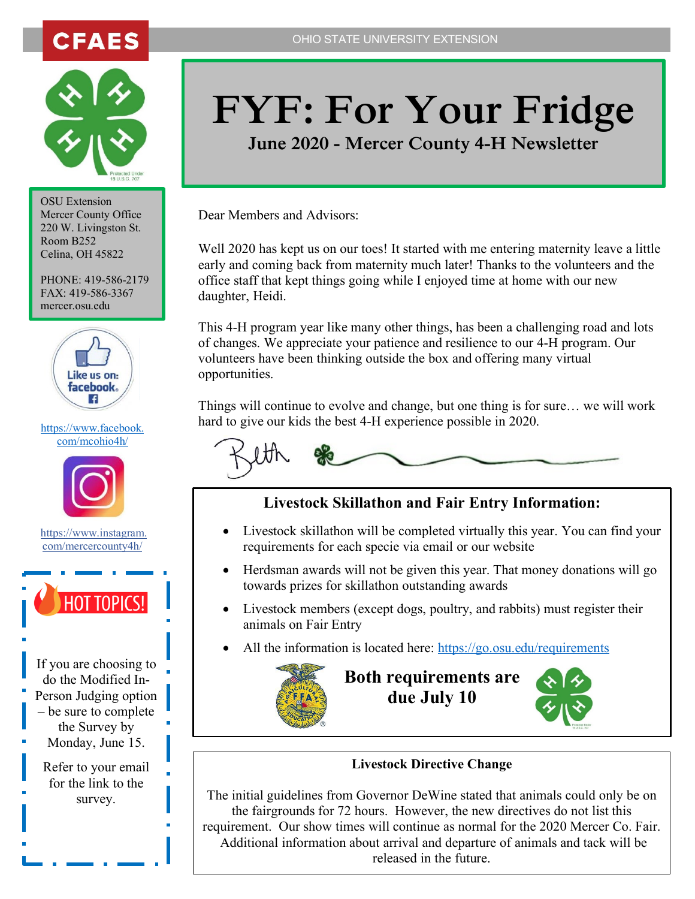CFAES

OHIO STATE UNIVERSITY EXTENSION

# FYF: For Your Fridge

## June 2020 - Mercer County 4-H Newsletter

OSU Extension
Mercer County Office
220 W. Livingston St.
Room B252
Celina, OH 45822

PHONE: 419-586-2179
FAX: 419-586-3367
mercer.osu.edu

Like us on: facebook

https://www.facebook.com/mcohio4h/

https://www.instagram.com/mercercounty4h/

**HOT TOPICS!**

If you are choosing to do the Modified In-Person Judging option – be sure to complete the Survey by Monday, June 15.

Refer to your email for the link to the survey.

Dear Members and Advisors:

Well 2020 has kept us on our toes! It started with me entering maternity leave a little early and coming back from maternity much later! Thanks to the volunteers and the office staff that kept things going while I enjoyed time at home with our new daughter, Heidi.

This 4-H program year like many other things, has been a challenging road and lots of changes. We appreciate your patience and resilience to our 4-H program. Our volunteers have been thinking outside the box and offering many virtual opportunities.

Things will continue to evolve and change, but one thing is for sure… we will work hard to give our kids the best 4-H experience possible in 2020.

Beth

### Livestock Skillathon and Fair Entry Information:

- Livestock skillathon will be completed virtually this year. You can find your requirements for each specie via email or our website
- Herdsman awards will not be given this year. That money donations will go towards prizes for skillathon outstanding awards
- Livestock members (except dogs, poultry, and rabbits) must register their animals on Fair Entry
- All the information is located here: https://go.osu.edu/requirements

**Both requirements are due July 10**

### Livestock Directive Change

The initial guidelines from Governor DeWine stated that animals could only be on the fairgrounds for 72 hours. However, the new directives do not list this requirement. Our show times will continue as normal for the 2020 Mercer Co. Fair. Additional information about arrival and departure of animals and tack will be released in the future.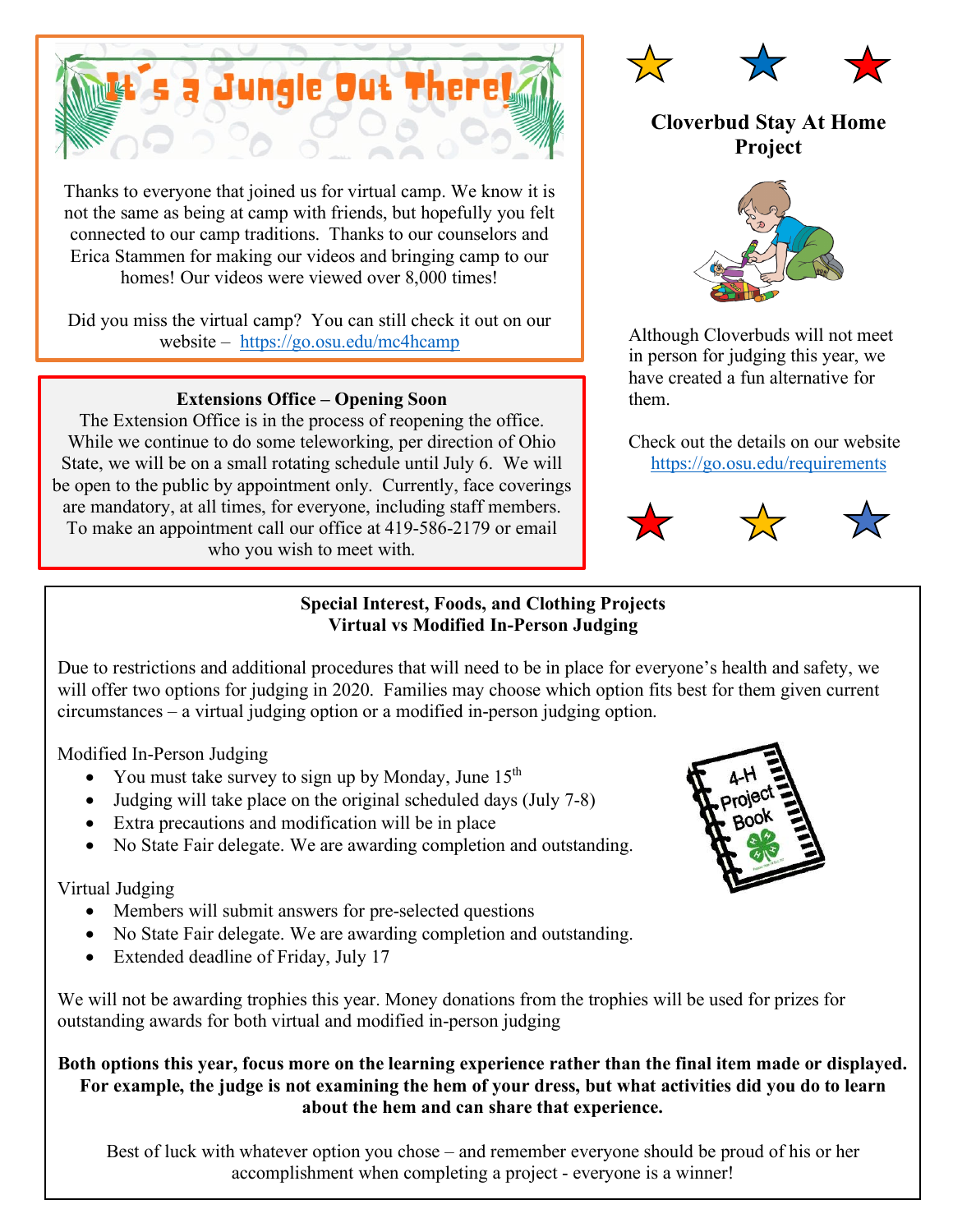## It's a Jungle Out There!

Thanks to everyone that joined us for virtual camp. We know it is not the same as being at camp with friends, but hopefully you felt connected to our camp traditions. Thanks to our counselors and Erica Stammen for making our videos and bringing camp to our homes! Our videos were viewed over 8,000 times!

Did you miss the virtual camp? You can still check it out on our website – https://go.osu.edu/mc4hcamp

**Extensions Office – Opening Soon**

The Extension Office is in the process of reopening the office. While we continue to do some teleworking, per direction of Ohio State, we will be on a small rotating schedule until July 6. We will be open to the public by appointment only. Currently, face coverings are mandatory, at all times, for everyone, including staff members. To make an appointment call our office at 419-586-2179 or email who you wish to meet with.

## Cloverbud Stay At Home Project

Although Cloverbuds will not meet in person for judging this year, we have created a fun alternative for them.

Check out the details on our website https://go.osu.edu/requirements

## Special Interest, Foods, and Clothing Projects
### Virtual vs Modified In-Person Judging

Due to restrictions and additional procedures that will need to be in place for everyone's health and safety, we will offer two options for judging in 2020. Families may choose which option fits best for them given current circumstances – a virtual judging option or a modified in-person judging option.

Modified In-Person Judging

- You must take survey to sign up by Monday, June 15th
- Judging will take place on the original scheduled days (July 7-8)
- Extra precautions and modification will be in place
- No State Fair delegate. We are awarding completion and outstanding.

Virtual Judging

- Members will submit answers for pre-selected questions
- No State Fair delegate. We are awarding completion and outstanding.
- Extended deadline of Friday, July 17

We will not be awarding trophies this year. Money donations from the trophies will be used for prizes for outstanding awards for both virtual and modified in-person judging

**Both options this year, focus more on the learning experience rather than the final item made or displayed. For example, the judge is not examining the hem of your dress, but what activities did you do to learn about the hem and can share that experience.**

Best of luck with whatever option you chose – and remember everyone should be proud of his or her accomplishment when completing a project - everyone is a winner!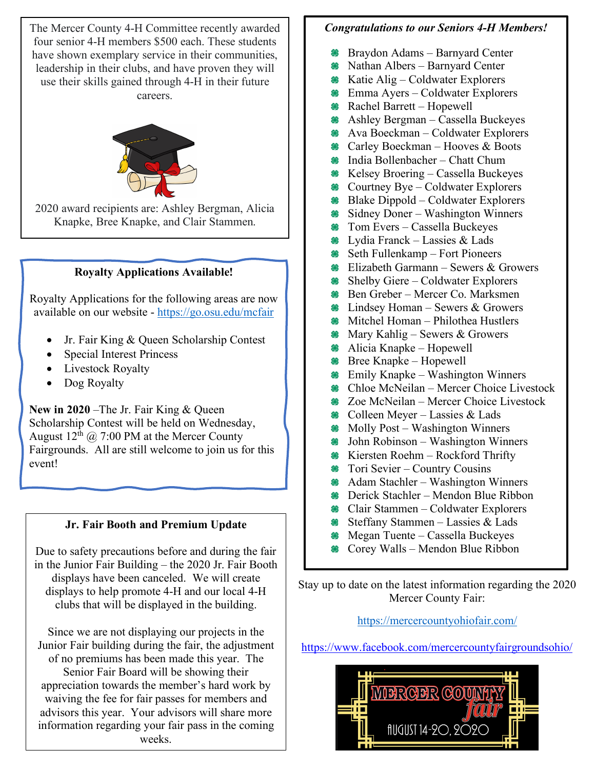The Mercer County 4-H Committee recently awarded four senior 4-H members $500 each. These students have shown exemplary service in their communities, leadership in their clubs, and have proven they will use their skills gained through 4-H in their future careers.

2020 award recipients are: Ashley Bergman, Alicia Knapke, Bree Knapke, and Clair Stammen.

## Royalty Applications Available!

Royalty Applications for the following areas are now available on our website - https://go.osu.edu/mcfair

- Jr. Fair King & Queen Scholarship Contest
- Special Interest Princess
- Livestock Royalty
- Dog Royalty

**New in 2020** –The Jr. Fair King & Queen Scholarship Contest will be held on Wednesday, August 12th @ 7:00 PM at the Mercer County Fairgrounds. All are still welcome to join us for this event!

## Jr. Fair Booth and Premium Update

Due to safety precautions before and during the fair in the Junior Fair Building – the 2020 Jr. Fair Booth displays have been canceled. We will create displays to help promote 4-H and our local 4-H clubs that will be displayed in the building.

Since we are not displaying our projects in the Junior Fair building during the fair, the adjustment of no premiums has been made this year. The Senior Fair Board will be showing their appreciation towards the member's hard work by waiving the fee for fair passes for members and advisors this year. Your advisors will share more information regarding your fair pass in the coming weeks.

***Congratulations to our Seniors 4-H Members!***

- Braydon Adams – Barnyard Center
- Nathan Albers – Barnyard Center
- Katie Alig – Coldwater Explorers
- Emma Ayers – Coldwater Explorers
- Rachel Barrett – Hopewell
- Ashley Bergman – Cassella Buckeyes
- Ava Boeckman – Coldwater Explorers
- Carley Boeckman – Hooves & Boots
- India Bollenbacher – Chatt Chum
- Kelsey Broering – Cassella Buckeyes
- Courtney Bye – Coldwater Explorers
- Blake Dippold – Coldwater Explorers
- Sidney Doner – Washington Winners
- Tom Evers – Cassella Buckeyes
- Lydia Franck – Lassies & Lads
- Seth Fullenkamp – Fort Pioneers
- Elizabeth Garmann – Sewers & Growers
- Shelby Giere – Coldwater Explorers
- Ben Greber – Mercer Co. Marksmen
- Lindsey Homan – Sewers & Growers
- Mitchel Homan – Philothea Hustlers
- Mary Kahlig – Sewers & Growers
- Alicia Knapke – Hopewell
- Bree Knapke – Hopewell
- Emily Knapke – Washington Winners
- Chloe McNeilan – Mercer Choice Livestock
- Zoe McNeilan – Mercer Choice Livestock
- Colleen Meyer – Lassies & Lads
- Molly Post – Washington Winners
- John Robinson – Washington Winners
- Kiersten Roehm – Rockford Thrifty
- Tori Sevier – Country Cousins
- Adam Stachler – Washington Winners
- Derick Stachler – Mendon Blue Ribbon
- Clair Stammen – Coldwater Explorers
- Steffany Stammen – Lassies & Lads
- Megan Tuente – Cassella Buckeyes
- Corey Walls – Mendon Blue Ribbon

Stay up to date on the latest information regarding the 2020 Mercer County Fair:

https://mercercountyohiofair.com/

https://www.facebook.com/mercercountyfairgroundsohio/

MERCER COUNTY fair
AUGUST 14-20, 2020